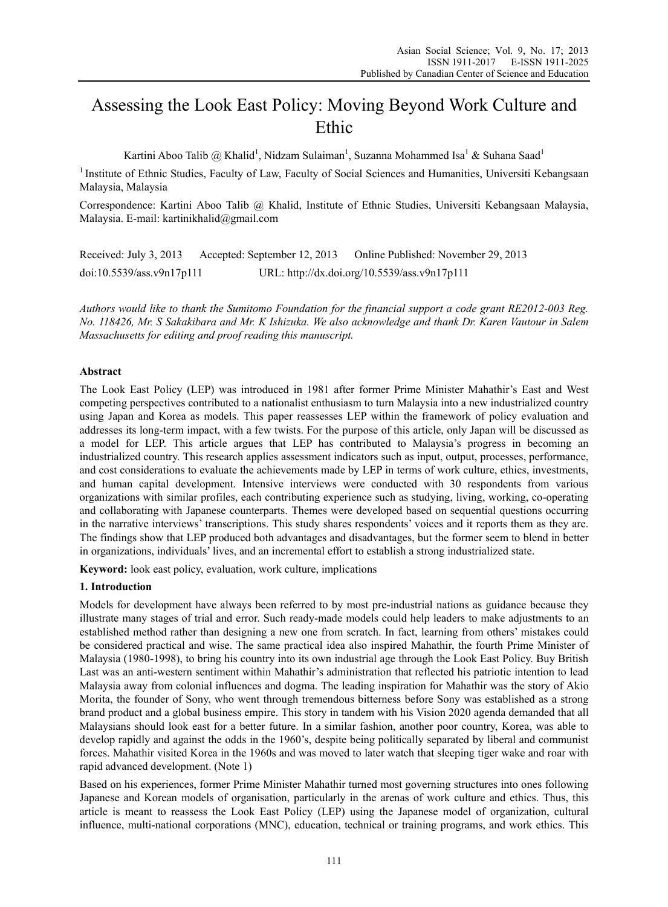# Assessing the Look East Policy: Moving Beyond Work Culture and Ethic

Kartini Aboo Talib @ Khalid[1], Nidzam Sulaiman[1], Suzanna Mohammed Isa[1] & Suhana Saad[1]

[1] Institute of Ethnic Studies, Faculty of Law, Faculty of Social Sciences and Humanities, Universiti Kebangsaan Malaysia, Malaysia

Correspondence: Kartini Aboo Talib @ Khalid, Institute of Ethnic Studies, Universiti Kebangsaan Malaysia, Malaysia. E-mail: kartinikhalid@gmail.com

Received: July 3, 2013 Accepted: September 12, 2013 Online Published: November 29, 2013

doi:10.5539/ass.v9n17p111 URL: http://dx.doi.org/10.5539/ass.v9n17p111

*Authors would like to thank the Sumitomo Foundation for the financial support a code grant RE2012-003 Reg. No. 118426, Mr. S Sakakibara and Mr. K Ishizuka. We also acknowledge and thank Dr. Karen Vautour in Salem Massachusetts for editing and proof reading this manuscript.*

## Abstract

The Look East Policy (LEP) was introduced in 1981 after former Prime Minister Mahathir's East and West competing perspectives contributed to a nationalist enthusiasm to turn Malaysia into a new industrialized country using Japan and Korea as models. This paper reassesses LEP within the framework of policy evaluation and addresses its long-term impact, with a few twists. For the purpose of this article, only Japan will be discussed as a model for LEP. This article argues that LEP has contributed to Malaysia's progress in becoming an industrialized country. This research applies assessment indicators such as input, output, processes, performance, and cost considerations to evaluate the achievements made by LEP in terms of work culture, ethics, investments, and human capital development. Intensive interviews were conducted with 30 respondents from various organizations with similar profiles, each contributing experience such as studying, living, working, co-operating and collaborating with Japanese counterparts. Themes were developed based on sequential questions occurring in the narrative interviews' transcriptions. This study shares respondents' voices and it reports them as they are. The findings show that LEP produced both advantages and disadvantages, but the former seem to blend in better in organizations, individuals' lives, and an incremental effort to establish a strong industrialized state.

**Keyword:** look east policy, evaluation, work culture, implications

## 1. Introduction

Models for development have always been referred to by most pre-industrial nations as guidance because they illustrate many stages of trial and error. Such ready-made models could help leaders to make adjustments to an established method rather than designing a new one from scratch. In fact, learning from others' mistakes could be considered practical and wise. The same practical idea also inspired Mahathir, the fourth Prime Minister of Malaysia (1980-1998), to bring his country into its own industrial age through the Look East Policy. Buy British Last was an anti-western sentiment within Mahathir's administration that reflected his patriotic intention to lead Malaysia away from colonial influences and dogma. The leading inspiration for Mahathir was the story of Akio Morita, the founder of Sony, who went through tremendous bitterness before Sony was established as a strong brand product and a global business empire. This story in tandem with his Vision 2020 agenda demanded that all Malaysians should look east for a better future. In a similar fashion, another poor country, Korea, was able to develop rapidly and against the odds in the 1960's, despite being politically separated by liberal and communist forces. Mahathir visited Korea in the 1960s and was moved to later watch that sleeping tiger wake and roar with rapid advanced development. (Note 1)

Based on his experiences, former Prime Minister Mahathir turned most governing structures into ones following Japanese and Korean models of organisation, particularly in the arenas of work culture and ethics. Thus, this article is meant to reassess the Look East Policy (LEP) using the Japanese model of organization, cultural influence, multi-national corporations (MNC), education, technical or training programs, and work ethics. This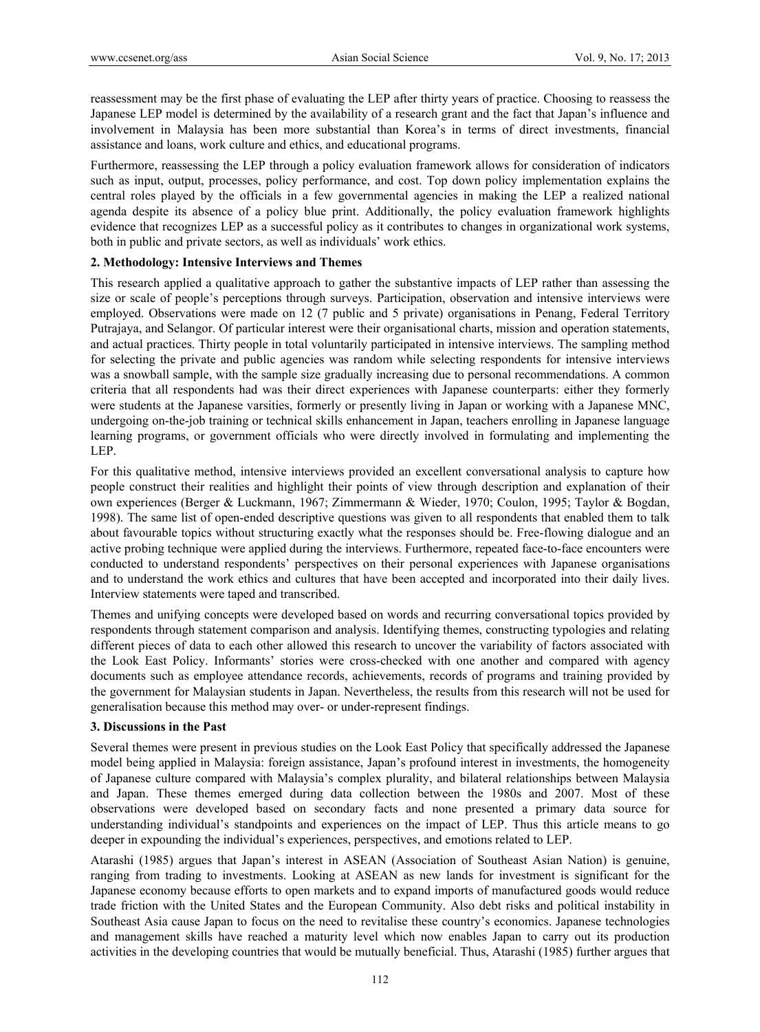reassessment may be the first phase of evaluating the LEP after thirty years of practice. Choosing to reassess the Japanese LEP model is determined by the availability of a research grant and the fact that Japan's influence and involvement in Malaysia has been more substantial than Korea's in terms of direct investments, financial assistance and loans, work culture and ethics, and educational programs.

Furthermore, reassessing the LEP through a policy evaluation framework allows for consideration of indicators such as input, output, processes, policy performance, and cost. Top down policy implementation explains the central roles played by the officials in a few governmental agencies in making the LEP a realized national agenda despite its absence of a policy blue print. Additionally, the policy evaluation framework highlights evidence that recognizes LEP as a successful policy as it contributes to changes in organizational work systems, both in public and private sectors, as well as individuals' work ethics.

## 2. Methodology: Intensive Interviews and Themes

This research applied a qualitative approach to gather the substantive impacts of LEP rather than assessing the size or scale of people's perceptions through surveys. Participation, observation and intensive interviews were employed. Observations were made on 12 (7 public and 5 private) organisations in Penang, Federal Territory Putrajaya, and Selangor. Of particular interest were their organisational charts, mission and operation statements, and actual practices. Thirty people in total voluntarily participated in intensive interviews. The sampling method for selecting the private and public agencies was random while selecting respondents for intensive interviews was a snowball sample, with the sample size gradually increasing due to personal recommendations. A common criteria that all respondents had was their direct experiences with Japanese counterparts: either they formerly were students at the Japanese varsities, formerly or presently living in Japan or working with a Japanese MNC, undergoing on-the-job training or technical skills enhancement in Japan, teachers enrolling in Japanese language learning programs, or government officials who were directly involved in formulating and implementing the LEP.

For this qualitative method, intensive interviews provided an excellent conversational analysis to capture how people construct their realities and highlight their points of view through description and explanation of their own experiences (Berger & Luckmann, 1967; Zimmermann & Wieder, 1970; Coulon, 1995; Taylor & Bogdan, 1998). The same list of open-ended descriptive questions was given to all respondents that enabled them to talk about favourable topics without structuring exactly what the responses should be. Free-flowing dialogue and an active probing technique were applied during the interviews. Furthermore, repeated face-to-face encounters were conducted to understand respondents' perspectives on their personal experiences with Japanese organisations and to understand the work ethics and cultures that have been accepted and incorporated into their daily lives. Interview statements were taped and transcribed.

Themes and unifying concepts were developed based on words and recurring conversational topics provided by respondents through statement comparison and analysis. Identifying themes, constructing typologies and relating different pieces of data to each other allowed this research to uncover the variability of factors associated with the Look East Policy. Informants' stories were cross-checked with one another and compared with agency documents such as employee attendance records, achievements, records of programs and training provided by the government for Malaysian students in Japan. Nevertheless, the results from this research will not be used for generalisation because this method may over- or under-represent findings.

## 3. Discussions in the Past

Several themes were present in previous studies on the Look East Policy that specifically addressed the Japanese model being applied in Malaysia: foreign assistance, Japan's profound interest in investments, the homogeneity of Japanese culture compared with Malaysia's complex plurality, and bilateral relationships between Malaysia and Japan. These themes emerged during data collection between the 1980s and 2007. Most of these observations were developed based on secondary facts and none presented a primary data source for understanding individual's standpoints and experiences on the impact of LEP. Thus this article means to go deeper in expounding the individual's experiences, perspectives, and emotions related to LEP.

Atarashi (1985) argues that Japan's interest in ASEAN (Association of Southeast Asian Nation) is genuine, ranging from trading to investments. Looking at ASEAN as new lands for investment is significant for the Japanese economy because efforts to open markets and to expand imports of manufactured goods would reduce trade friction with the United States and the European Community. Also debt risks and political instability in Southeast Asia cause Japan to focus on the need to revitalise these country's economics. Japanese technologies and management skills have reached a maturity level which now enables Japan to carry out its production activities in the developing countries that would be mutually beneficial. Thus, Atarashi (1985) further argues that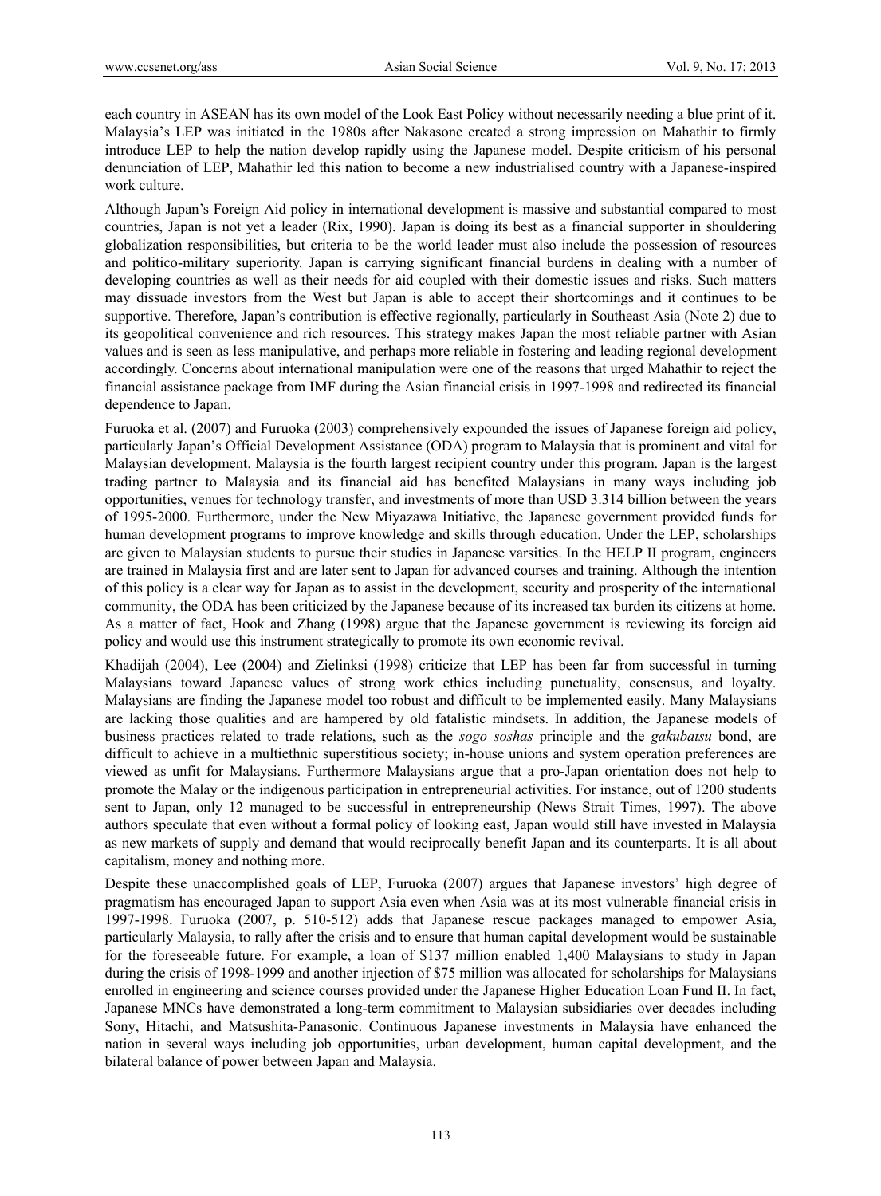each country in ASEAN has its own model of the Look East Policy without necessarily needing a blue print of it. Malaysia's LEP was initiated in the 1980s after Nakasone created a strong impression on Mahathir to firmly introduce LEP to help the nation develop rapidly using the Japanese model. Despite criticism of his personal denunciation of LEP, Mahathir led this nation to become a new industrialised country with a Japanese-inspired work culture.

Although Japan's Foreign Aid policy in international development is massive and substantial compared to most countries, Japan is not yet a leader (Rix, 1990). Japan is doing its best as a financial supporter in shouldering globalization responsibilities, but criteria to be the world leader must also include the possession of resources and politico-military superiority. Japan is carrying significant financial burdens in dealing with a number of developing countries as well as their needs for aid coupled with their domestic issues and risks. Such matters may dissuade investors from the West but Japan is able to accept their shortcomings and it continues to be supportive. Therefore, Japan's contribution is effective regionally, particularly in Southeast Asia (Note 2) due to its geopolitical convenience and rich resources. This strategy makes Japan the most reliable partner with Asian values and is seen as less manipulative, and perhaps more reliable in fostering and leading regional development accordingly. Concerns about international manipulation were one of the reasons that urged Mahathir to reject the financial assistance package from IMF during the Asian financial crisis in 1997-1998 and redirected its financial dependence to Japan.

Furuoka et al. (2007) and Furuoka (2003) comprehensively expounded the issues of Japanese foreign aid policy, particularly Japan's Official Development Assistance (ODA) program to Malaysia that is prominent and vital for Malaysian development. Malaysia is the fourth largest recipient country under this program. Japan is the largest trading partner to Malaysia and its financial aid has benefited Malaysians in many ways including job opportunities, venues for technology transfer, and investments of more than USD 3.314 billion between the years of 1995-2000. Furthermore, under the New Miyazawa Initiative, the Japanese government provided funds for human development programs to improve knowledge and skills through education. Under the LEP, scholarships are given to Malaysian students to pursue their studies in Japanese varsities. In the HELP II program, engineers are trained in Malaysia first and are later sent to Japan for advanced courses and training. Although the intention of this policy is a clear way for Japan as to assist in the development, security and prosperity of the international community, the ODA has been criticized by the Japanese because of its increased tax burden its citizens at home. As a matter of fact, Hook and Zhang (1998) argue that the Japanese government is reviewing its foreign aid policy and would use this instrument strategically to promote its own economic revival.

Khadijah (2004), Lee (2004) and Zielinksi (1998) criticize that LEP has been far from successful in turning Malaysians toward Japanese values of strong work ethics including punctuality, consensus, and loyalty. Malaysians are finding the Japanese model too robust and difficult to be implemented easily. Many Malaysians are lacking those qualities and are hampered by old fatalistic mindsets. In addition, the Japanese models of business practices related to trade relations, such as the *sogo soshas* principle and the *gakubatsu* bond, are difficult to achieve in a multiethnic superstitious society; in-house unions and system operation preferences are viewed as unfit for Malaysians. Furthermore Malaysians argue that a pro-Japan orientation does not help to promote the Malay or the indigenous participation in entrepreneurial activities. For instance, out of 1200 students sent to Japan, only 12 managed to be successful in entrepreneurship (News Strait Times, 1997). The above authors speculate that even without a formal policy of looking east, Japan would still have invested in Malaysia as new markets of supply and demand that would reciprocally benefit Japan and its counterparts. It is all about capitalism, money and nothing more.

Despite these unaccomplished goals of LEP, Furuoka (2007) argues that Japanese investors' high degree of pragmatism has encouraged Japan to support Asia even when Asia was at its most vulnerable financial crisis in 1997-1998. Furuoka (2007, p. 510-512) adds that Japanese rescue packages managed to empower Asia, particularly Malaysia, to rally after the crisis and to ensure that human capital development would be sustainable for the foreseeable future. For example, a loan of $137 million enabled 1,400 Malaysians to study in Japan during the crisis of 1998-1999 and another injection of $75 million was allocated for scholarships for Malaysians enrolled in engineering and science courses provided under the Japanese Higher Education Loan Fund II. In fact, Japanese MNCs have demonstrated a long-term commitment to Malaysian subsidiaries over decades including Sony, Hitachi, and Matsushita-Panasonic. Continuous Japanese investments in Malaysia have enhanced the nation in several ways including job opportunities, urban development, human capital development, and the bilateral balance of power between Japan and Malaysia.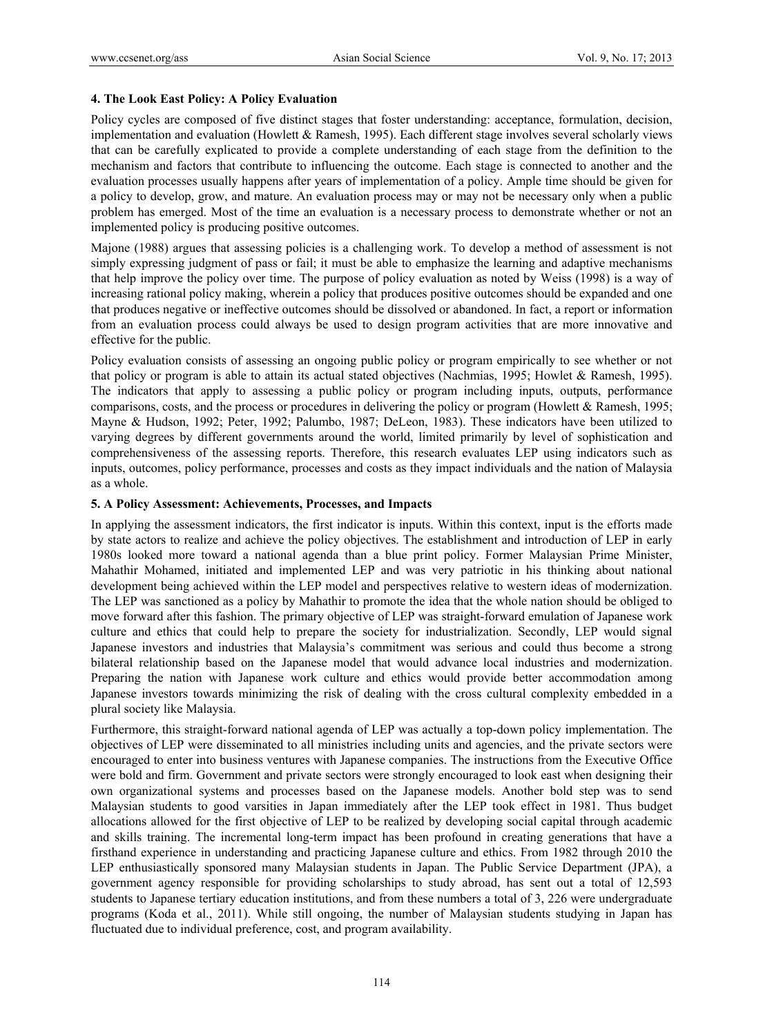## 4. The Look East Policy: A Policy Evaluation

Policy cycles are composed of five distinct stages that foster understanding: acceptance, formulation, decision, implementation and evaluation (Howlett & Ramesh, 1995). Each different stage involves several scholarly views that can be carefully explicated to provide a complete understanding of each stage from the definition to the mechanism and factors that contribute to influencing the outcome. Each stage is connected to another and the evaluation processes usually happens after years of implementation of a policy. Ample time should be given for a policy to develop, grow, and mature. An evaluation process may or may not be necessary only when a public problem has emerged. Most of the time an evaluation is a necessary process to demonstrate whether or not an implemented policy is producing positive outcomes.

Majone (1988) argues that assessing policies is a challenging work. To develop a method of assessment is not simply expressing judgment of pass or fail; it must be able to emphasize the learning and adaptive mechanisms that help improve the policy over time. The purpose of policy evaluation as noted by Weiss (1998) is a way of increasing rational policy making, wherein a policy that produces positive outcomes should be expanded and one that produces negative or ineffective outcomes should be dissolved or abandoned. In fact, a report or information from an evaluation process could always be used to design program activities that are more innovative and effective for the public.

Policy evaluation consists of assessing an ongoing public policy or program empirically to see whether or not that policy or program is able to attain its actual stated objectives (Nachmias, 1995; Howlet & Ramesh, 1995). The indicators that apply to assessing a public policy or program including inputs, outputs, performance comparisons, costs, and the process or procedures in delivering the policy or program (Howlett & Ramesh, 1995; Mayne & Hudson, 1992; Peter, 1992; Palumbo, 1987; DeLeon, 1983). These indicators have been utilized to varying degrees by different governments around the world, limited primarily by level of sophistication and comprehensiveness of the assessing reports. Therefore, this research evaluates LEP using indicators such as inputs, outcomes, policy performance, processes and costs as they impact individuals and the nation of Malaysia as a whole.

## 5. A Policy Assessment: Achievements, Processes, and Impacts

In applying the assessment indicators, the first indicator is inputs. Within this context, input is the efforts made by state actors to realize and achieve the policy objectives. The establishment and introduction of LEP in early 1980s looked more toward a national agenda than a blue print policy. Former Malaysian Prime Minister, Mahathir Mohamed, initiated and implemented LEP and was very patriotic in his thinking about national development being achieved within the LEP model and perspectives relative to western ideas of modernization. The LEP was sanctioned as a policy by Mahathir to promote the idea that the whole nation should be obliged to move forward after this fashion. The primary objective of LEP was straight-forward emulation of Japanese work culture and ethics that could help to prepare the society for industrialization. Secondly, LEP would signal Japanese investors and industries that Malaysia's commitment was serious and could thus become a strong bilateral relationship based on the Japanese model that would advance local industries and modernization. Preparing the nation with Japanese work culture and ethics would provide better accommodation among Japanese investors towards minimizing the risk of dealing with the cross cultural complexity embedded in a plural society like Malaysia.

Furthermore, this straight-forward national agenda of LEP was actually a top-down policy implementation. The objectives of LEP were disseminated to all ministries including units and agencies, and the private sectors were encouraged to enter into business ventures with Japanese companies. The instructions from the Executive Office were bold and firm. Government and private sectors were strongly encouraged to look east when designing their own organizational systems and processes based on the Japanese models. Another bold step was to send Malaysian students to good varsities in Japan immediately after the LEP took effect in 1981. Thus budget allocations allowed for the first objective of LEP to be realized by developing social capital through academic and skills training. The incremental long-term impact has been profound in creating generations that have a firsthand experience in understanding and practicing Japanese culture and ethics. From 1982 through 2010 the LEP enthusiastically sponsored many Malaysian students in Japan. The Public Service Department (JPA), a government agency responsible for providing scholarships to study abroad, has sent out a total of 12,593 students to Japanese tertiary education institutions, and from these numbers a total of 3, 226 were undergraduate programs (Koda et al., 2011). While still ongoing, the number of Malaysian students studying in Japan has fluctuated due to individual preference, cost, and program availability.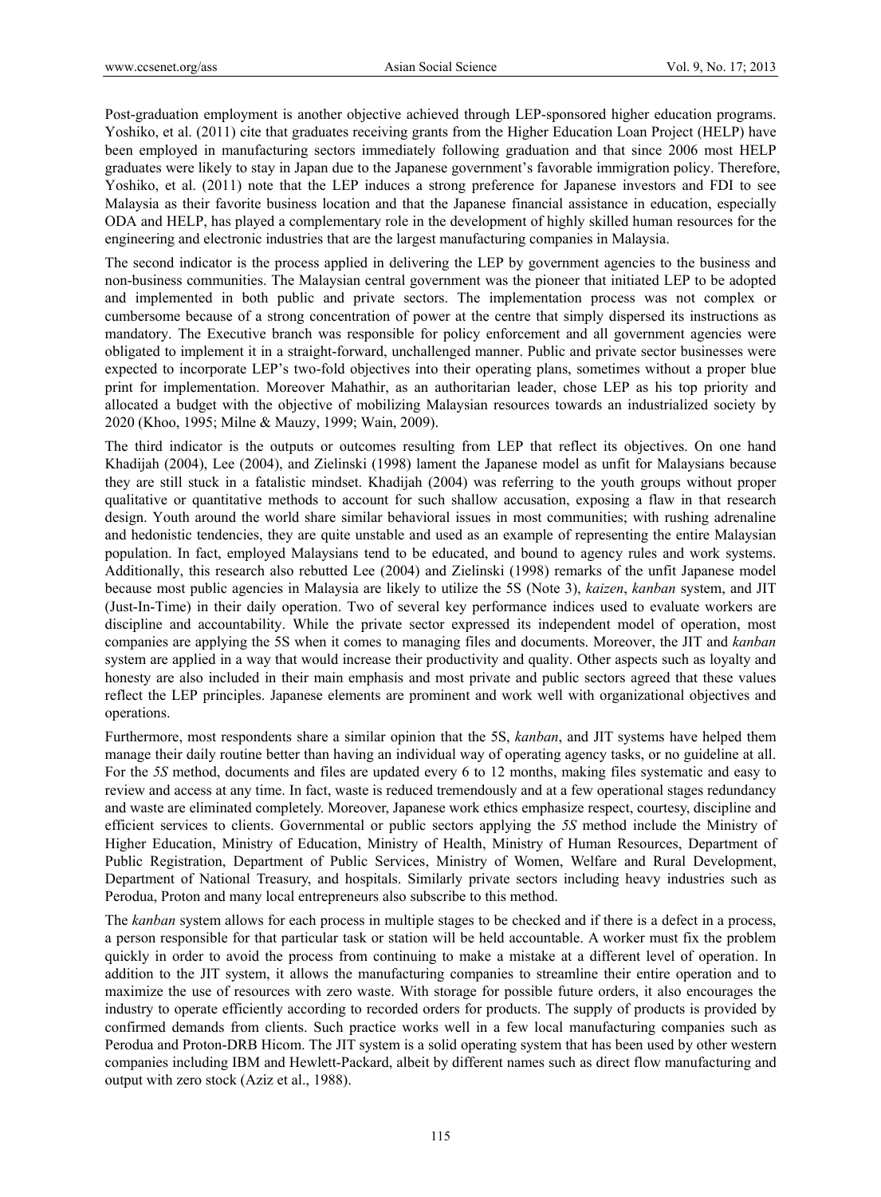Post-graduation employment is another objective achieved through LEP-sponsored higher education programs. Yoshiko, et al. (2011) cite that graduates receiving grants from the Higher Education Loan Project (HELP) have been employed in manufacturing sectors immediately following graduation and that since 2006 most HELP graduates were likely to stay in Japan due to the Japanese government's favorable immigration policy. Therefore, Yoshiko, et al. (2011) note that the LEP induces a strong preference for Japanese investors and FDI to see Malaysia as their favorite business location and that the Japanese financial assistance in education, especially ODA and HELP, has played a complementary role in the development of highly skilled human resources for the engineering and electronic industries that are the largest manufacturing companies in Malaysia.

The second indicator is the process applied in delivering the LEP by government agencies to the business and non-business communities. The Malaysian central government was the pioneer that initiated LEP to be adopted and implemented in both public and private sectors. The implementation process was not complex or cumbersome because of a strong concentration of power at the centre that simply dispersed its instructions as mandatory. The Executive branch was responsible for policy enforcement and all government agencies were obligated to implement it in a straight-forward, unchallenged manner. Public and private sector businesses were expected to incorporate LEP's two-fold objectives into their operating plans, sometimes without a proper blue print for implementation. Moreover Mahathir, as an authoritarian leader, chose LEP as his top priority and allocated a budget with the objective of mobilizing Malaysian resources towards an industrialized society by 2020 (Khoo, 1995; Milne & Mauzy, 1999; Wain, 2009).

The third indicator is the outputs or outcomes resulting from LEP that reflect its objectives. On one hand Khadijah (2004), Lee (2004), and Zielinski (1998) lament the Japanese model as unfit for Malaysians because they are still stuck in a fatalistic mindset. Khadijah (2004) was referring to the youth groups without proper qualitative or quantitative methods to account for such shallow accusation, exposing a flaw in that research design. Youth around the world share similar behavioral issues in most communities; with rushing adrenaline and hedonistic tendencies, they are quite unstable and used as an example of representing the entire Malaysian population. In fact, employed Malaysians tend to be educated, and bound to agency rules and work systems. Additionally, this research also rebutted Lee (2004) and Zielinski (1998) remarks of the unfit Japanese model because most public agencies in Malaysia are likely to utilize the 5S (Note 3), *kaizen*, *kanban* system, and JIT (Just-In-Time) in their daily operation. Two of several key performance indices used to evaluate workers are discipline and accountability. While the private sector expressed its independent model of operation, most companies are applying the 5S when it comes to managing files and documents. Moreover, the JIT and *kanban* system are applied in a way that would increase their productivity and quality. Other aspects such as loyalty and honesty are also included in their main emphasis and most private and public sectors agreed that these values reflect the LEP principles. Japanese elements are prominent and work well with organizational objectives and operations.

Furthermore, most respondents share a similar opinion that the 5S, *kanban*, and JIT systems have helped them manage their daily routine better than having an individual way of operating agency tasks, or no guideline at all. For the *5S* method, documents and files are updated every 6 to 12 months, making files systematic and easy to review and access at any time. In fact, waste is reduced tremendously and at a few operational stages redundancy and waste are eliminated completely. Moreover, Japanese work ethics emphasize respect, courtesy, discipline and efficient services to clients. Governmental or public sectors applying the *5S* method include the Ministry of Higher Education, Ministry of Education, Ministry of Health, Ministry of Human Resources, Department of Public Registration, Department of Public Services, Ministry of Women, Welfare and Rural Development, Department of National Treasury, and hospitals. Similarly private sectors including heavy industries such as Perodua, Proton and many local entrepreneurs also subscribe to this method.

The *kanban* system allows for each process in multiple stages to be checked and if there is a defect in a process, a person responsible for that particular task or station will be held accountable. A worker must fix the problem quickly in order to avoid the process from continuing to make a mistake at a different level of operation. In addition to the JIT system, it allows the manufacturing companies to streamline their entire operation and to maximize the use of resources with zero waste. With storage for possible future orders, it also encourages the industry to operate efficiently according to recorded orders for products. The supply of products is provided by confirmed demands from clients. Such practice works well in a few local manufacturing companies such as Perodua and Proton-DRB Hicom. The JIT system is a solid operating system that has been used by other western companies including IBM and Hewlett-Packard, albeit by different names such as direct flow manufacturing and output with zero stock (Aziz et al., 1988).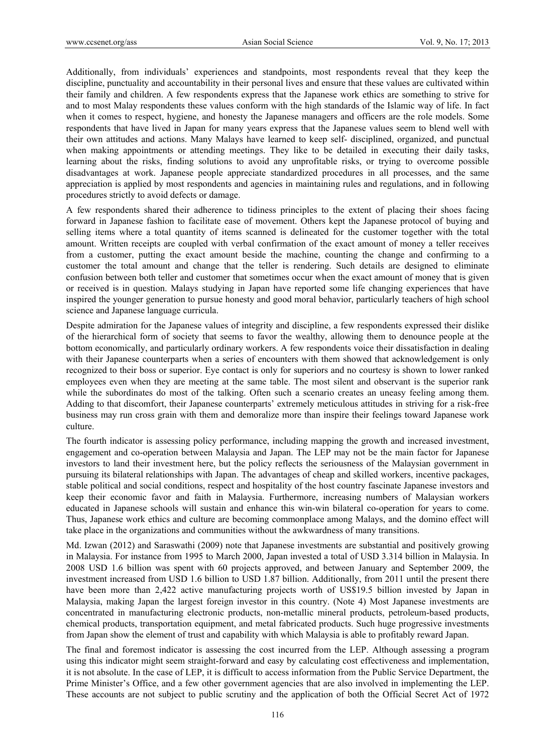Additionally, from individuals' experiences and standpoints, most respondents reveal that they keep the discipline, punctuality and accountability in their personal lives and ensure that these values are cultivated within their family and children. A few respondents express that the Japanese work ethics are something to strive for and to most Malay respondents these values conform with the high standards of the Islamic way of life. In fact when it comes to respect, hygiene, and honesty the Japanese managers and officers are the role models. Some respondents that have lived in Japan for many years express that the Japanese values seem to blend well with their own attitudes and actions. Many Malays have learned to keep self- disciplined, organized, and punctual when making appointments or attending meetings. They like to be detailed in executing their daily tasks, learning about the risks, finding solutions to avoid any unprofitable risks, or trying to overcome possible disadvantages at work. Japanese people appreciate standardized procedures in all processes, and the same appreciation is applied by most respondents and agencies in maintaining rules and regulations, and in following procedures strictly to avoid defects or damage.

A few respondents shared their adherence to tidiness principles to the extent of placing their shoes facing forward in Japanese fashion to facilitate ease of movement. Others kept the Japanese protocol of buying and selling items where a total quantity of items scanned is delineated for the customer together with the total amount. Written receipts are coupled with verbal confirmation of the exact amount of money a teller receives from a customer, putting the exact amount beside the machine, counting the change and confirming to a customer the total amount and change that the teller is rendering. Such details are designed to eliminate confusion between both teller and customer that sometimes occur when the exact amount of money that is given or received is in question. Malays studying in Japan have reported some life changing experiences that have inspired the younger generation to pursue honesty and good moral behavior, particularly teachers of high school science and Japanese language curricula.

Despite admiration for the Japanese values of integrity and discipline, a few respondents expressed their dislike of the hierarchical form of society that seems to favor the wealthy, allowing them to denounce people at the bottom economically, and particularly ordinary workers. A few respondents voice their dissatisfaction in dealing with their Japanese counterparts when a series of encounters with them showed that acknowledgement is only recognized to their boss or superior. Eye contact is only for superiors and no courtesy is shown to lower ranked employees even when they are meeting at the same table. The most silent and observant is the superior rank while the subordinates do most of the talking. Often such a scenario creates an uneasy feeling among them. Adding to that discomfort, their Japanese counterparts' extremely meticulous attitudes in striving for a risk-free business may run cross grain with them and demoralize more than inspire their feelings toward Japanese work culture.

The fourth indicator is assessing policy performance, including mapping the growth and increased investment, engagement and co-operation between Malaysia and Japan. The LEP may not be the main factor for Japanese investors to land their investment here, but the policy reflects the seriousness of the Malaysian government in pursuing its bilateral relationships with Japan. The advantages of cheap and skilled workers, incentive packages, stable political and social conditions, respect and hospitality of the host country fascinate Japanese investors and keep their economic favor and faith in Malaysia. Furthermore, increasing numbers of Malaysian workers educated in Japanese schools will sustain and enhance this win-win bilateral co-operation for years to come. Thus, Japanese work ethics and culture are becoming commonplace among Malays, and the domino effect will take place in the organizations and communities without the awkwardness of many transitions.

Md. Izwan (2012) and Saraswathi (2009) note that Japanese investments are substantial and positively growing in Malaysia. For instance from 1995 to March 2000, Japan invested a total of USD 3.314 billion in Malaysia. In 2008 USD 1.6 billion was spent with 60 projects approved, and between January and September 2009, the investment increased from USD 1.6 billion to USD 1.87 billion. Additionally, from 2011 until the present there have been more than 2,422 active manufacturing projects worth of US$19.5 billion invested by Japan in Malaysia, making Japan the largest foreign investor in this country. (Note 4) Most Japanese investments are concentrated in manufacturing electronic products, non-metallic mineral products, petroleum-based products, chemical products, transportation equipment, and metal fabricated products. Such huge progressive investments from Japan show the element of trust and capability with which Malaysia is able to profitably reward Japan.

The final and foremost indicator is assessing the cost incurred from the LEP. Although assessing a program using this indicator might seem straight-forward and easy by calculating cost effectiveness and implementation, it is not absolute. In the case of LEP, it is difficult to access information from the Public Service Department, the Prime Minister's Office, and a few other government agencies that are also involved in implementing the LEP. These accounts are not subject to public scrutiny and the application of both the Official Secret Act of 1972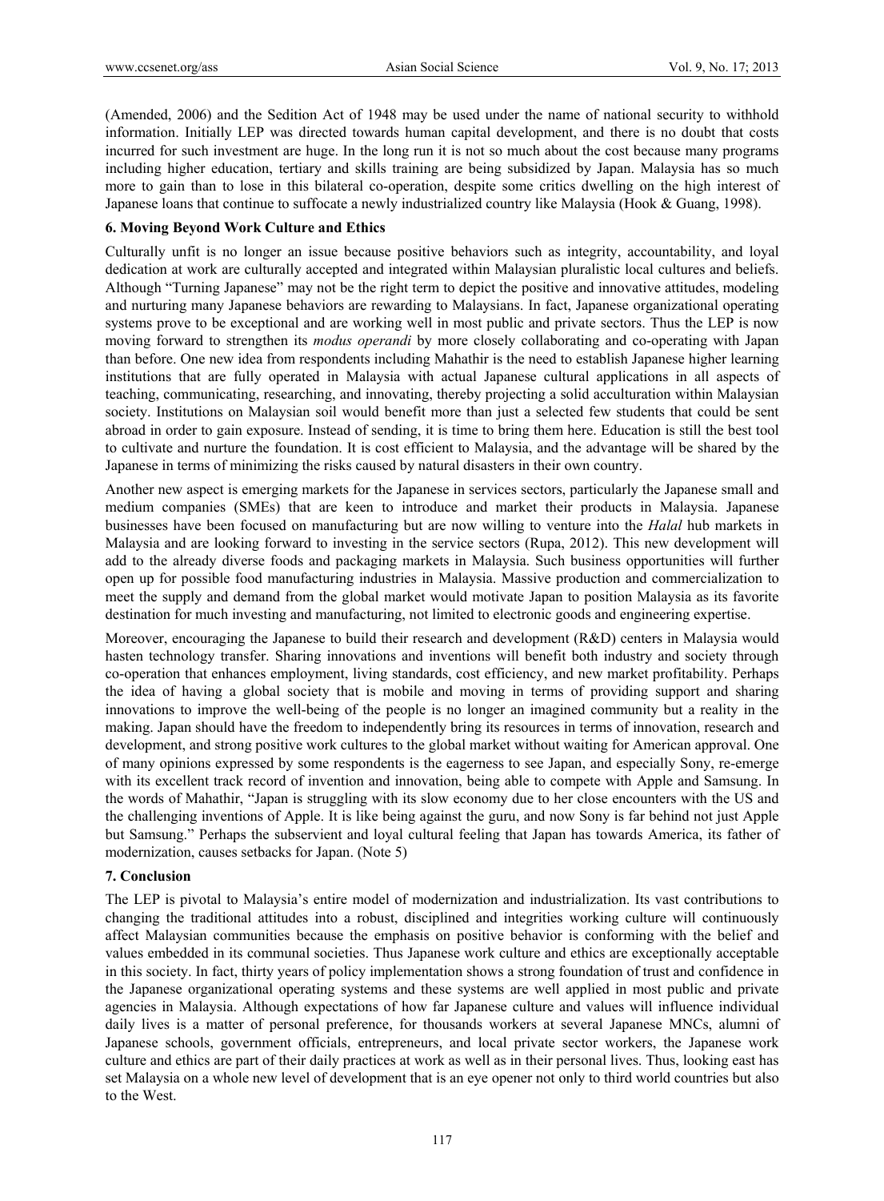(Amended, 2006) and the Sedition Act of 1948 may be used under the name of national security to withhold information. Initially LEP was directed towards human capital development, and there is no doubt that costs incurred for such investment are huge. In the long run it is not so much about the cost because many programs including higher education, tertiary and skills training are being subsidized by Japan. Malaysia has so much more to gain than to lose in this bilateral co-operation, despite some critics dwelling on the high interest of Japanese loans that continue to suffocate a newly industrialized country like Malaysia (Hook & Guang, 1998).

### 6. Moving Beyond Work Culture and Ethics

Culturally unfit is no longer an issue because positive behaviors such as integrity, accountability, and loyal dedication at work are culturally accepted and integrated within Malaysian pluralistic local cultures and beliefs. Although "Turning Japanese" may not be the right term to depict the positive and innovative attitudes, modeling and nurturing many Japanese behaviors are rewarding to Malaysians. In fact, Japanese organizational operating systems prove to be exceptional and are working well in most public and private sectors. Thus the LEP is now moving forward to strengthen its *modus operandi* by more closely collaborating and co-operating with Japan than before. One new idea from respondents including Mahathir is the need to establish Japanese higher learning institutions that are fully operated in Malaysia with actual Japanese cultural applications in all aspects of teaching, communicating, researching, and innovating, thereby projecting a solid acculturation within Malaysian society. Institutions on Malaysian soil would benefit more than just a selected few students that could be sent abroad in order to gain exposure. Instead of sending, it is time to bring them here. Education is still the best tool to cultivate and nurture the foundation. It is cost efficient to Malaysia, and the advantage will be shared by the Japanese in terms of minimizing the risks caused by natural disasters in their own country.

Another new aspect is emerging markets for the Japanese in services sectors, particularly the Japanese small and medium companies (SMEs) that are keen to introduce and market their products in Malaysia. Japanese businesses have been focused on manufacturing but are now willing to venture into the *Halal* hub markets in Malaysia and are looking forward to investing in the service sectors (Rupa, 2012). This new development will add to the already diverse foods and packaging markets in Malaysia. Such business opportunities will further open up for possible food manufacturing industries in Malaysia. Massive production and commercialization to meet the supply and demand from the global market would motivate Japan to position Malaysia as its favorite destination for much investing and manufacturing, not limited to electronic goods and engineering expertise.

Moreover, encouraging the Japanese to build their research and development (R&D) centers in Malaysia would hasten technology transfer. Sharing innovations and inventions will benefit both industry and society through co-operation that enhances employment, living standards, cost efficiency, and new market profitability. Perhaps the idea of having a global society that is mobile and moving in terms of providing support and sharing innovations to improve the well-being of the people is no longer an imagined community but a reality in the making. Japan should have the freedom to independently bring its resources in terms of innovation, research and development, and strong positive work cultures to the global market without waiting for American approval. One of many opinions expressed by some respondents is the eagerness to see Japan, and especially Sony, re-emerge with its excellent track record of invention and innovation, being able to compete with Apple and Samsung. In the words of Mahathir, "Japan is struggling with its slow economy due to her close encounters with the US and the challenging inventions of Apple. It is like being against the guru, and now Sony is far behind not just Apple but Samsung." Perhaps the subservient and loyal cultural feeling that Japan has towards America, its father of modernization, causes setbacks for Japan. (Note 5)

### 7. Conclusion

The LEP is pivotal to Malaysia's entire model of modernization and industrialization. Its vast contributions to changing the traditional attitudes into a robust, disciplined and integrities working culture will continuously affect Malaysian communities because the emphasis on positive behavior is conforming with the belief and values embedded in its communal societies. Thus Japanese work culture and ethics are exceptionally acceptable in this society. In fact, thirty years of policy implementation shows a strong foundation of trust and confidence in the Japanese organizational operating systems and these systems are well applied in most public and private agencies in Malaysia. Although expectations of how far Japanese culture and values will influence individual daily lives is a matter of personal preference, for thousands workers at several Japanese MNCs, alumni of Japanese schools, government officials, entrepreneurs, and local private sector workers, the Japanese work culture and ethics are part of their daily practices at work as well as in their personal lives. Thus, looking east has set Malaysia on a whole new level of development that is an eye opener not only to third world countries but also to the West.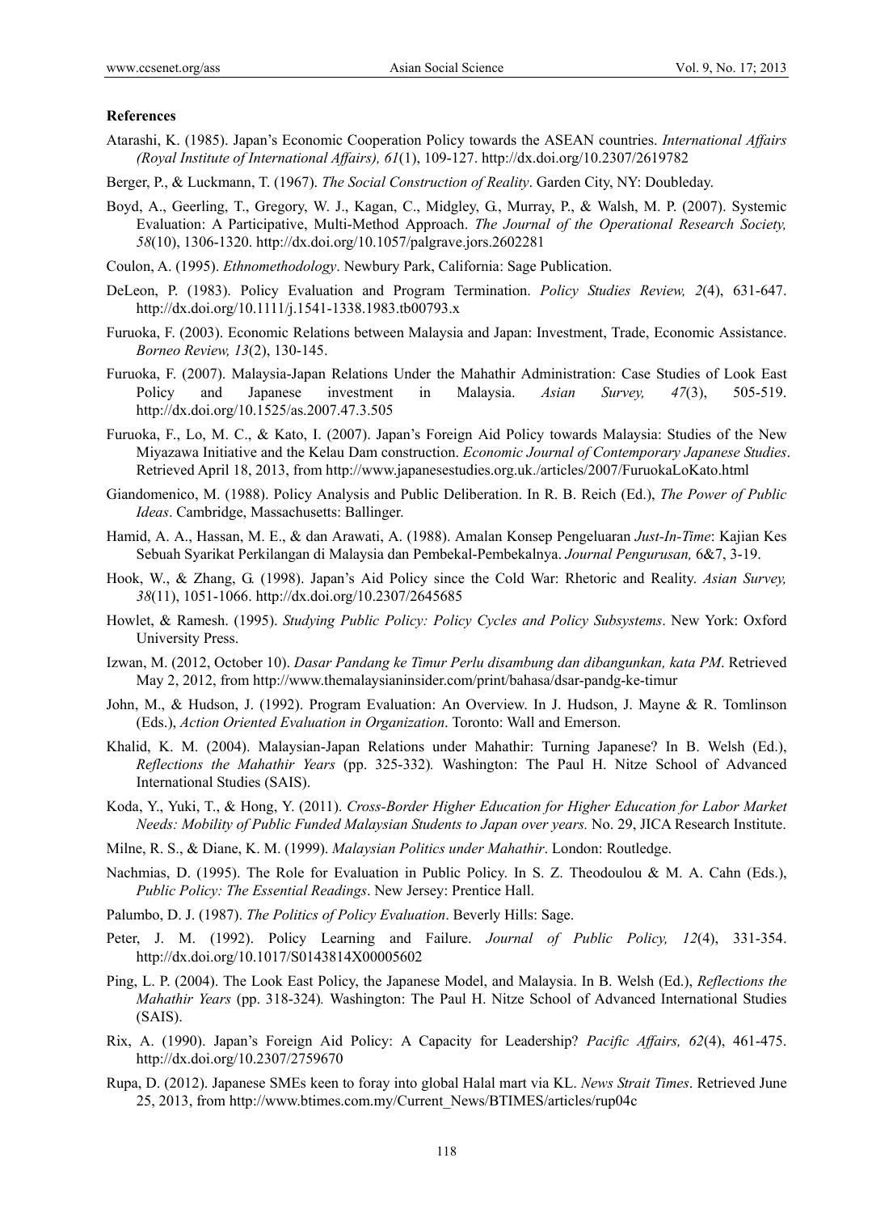**References**

Atarashi, K. (1985). Japan's Economic Cooperation Policy towards the ASEAN countries. *International Affairs (Royal Institute of International Affairs), 61*(1), 109-127. http://dx.doi.org/10.2307/2619782

Berger, P., & Luckmann, T. (1967). *The Social Construction of Reality*. Garden City, NY: Doubleday.

Boyd, A., Geerling, T., Gregory, W. J., Kagan, C., Midgley, G., Murray, P., & Walsh, M. P. (2007). Systemic Evaluation: A Participative, Multi-Method Approach. *The Journal of the Operational Research Society, 58*(10), 1306-1320. http://dx.doi.org/10.1057/palgrave.jors.2602281

Coulon, A. (1995). *Ethnomethodology*. Newbury Park, California: Sage Publication.

DeLeon, P. (1983). Policy Evaluation and Program Termination. *Policy Studies Review, 2*(4), 631-647. http://dx.doi.org/10.1111/j.1541-1338.1983.tb00793.x

Furuoka, F. (2003). Economic Relations between Malaysia and Japan: Investment, Trade, Economic Assistance. *Borneo Review, 13*(2), 130-145.

Furuoka, F. (2007). Malaysia-Japan Relations Under the Mahathir Administration: Case Studies of Look East Policy and Japanese investment in Malaysia. *Asian Survey, 47*(3), 505-519. http://dx.doi.org/10.1525/as.2007.47.3.505

Furuoka, F., Lo, M. C., & Kato, I. (2007). Japan's Foreign Aid Policy towards Malaysia: Studies of the New Miyazawa Initiative and the Kelau Dam construction. *Economic Journal of Contemporary Japanese Studies*. Retrieved April 18, 2013, from http://www.japanesestudies.org.uk./articles/2007/FuruokaLoKato.html

Giandomenico, M. (1988). Policy Analysis and Public Deliberation. In R. B. Reich (Ed.), *The Power of Public Ideas*. Cambridge, Massachusetts: Ballinger.

Hamid, A. A., Hassan, M. E., & dan Arawati, A. (1988). Amalan Konsep Pengeluaran *Just-In-Time*: Kajian Kes Sebuah Syarikat Perkilangan di Malaysia dan Pembekal-Pembekalnya. *Journal Pengurusan,* 6&7, 3-19.

Hook, W., & Zhang, G. (1998). Japan's Aid Policy since the Cold War: Rhetoric and Reality. *Asian Survey, 38*(11), 1051-1066. http://dx.doi.org/10.2307/2645685

Howlet, & Ramesh. (1995). *Studying Public Policy: Policy Cycles and Policy Subsystems*. New York: Oxford University Press.

Izwan, M. (2012, October 10). *Dasar Pandang ke Timur Perlu disambung dan dibangunkan, kata PM*. Retrieved May 2, 2012, from http://www.themalaysianinsider.com/print/bahasa/dsar-pandg-ke-timur

John, M., & Hudson, J. (1992). Program Evaluation: An Overview. In J. Hudson, J. Mayne & R. Tomlinson (Eds.), *Action Oriented Evaluation in Organization*. Toronto: Wall and Emerson.

Khalid, K. M. (2004). Malaysian-Japan Relations under Mahathir: Turning Japanese? In B. Welsh (Ed.), *Reflections the Mahathir Years* (pp. 325-332)*.* Washington: The Paul H. Nitze School of Advanced International Studies (SAIS).

Koda, Y., Yuki, T., & Hong, Y. (2011). *Cross-Border Higher Education for Higher Education for Labor Market Needs: Mobility of Public Funded Malaysian Students to Japan over years.* No. 29, JICA Research Institute.

Milne, R. S., & Diane, K. M. (1999). *Malaysian Politics under Mahathir*. London: Routledge.

Nachmias, D. (1995). The Role for Evaluation in Public Policy. In S. Z. Theodoulou & M. A. Cahn (Eds.), *Public Policy: The Essential Readings*. New Jersey: Prentice Hall.

Palumbo, D. J. (1987). *The Politics of Policy Evaluation*. Beverly Hills: Sage.

Peter, J. M. (1992). Policy Learning and Failure. *Journal of Public Policy, 12*(4), 331-354. http://dx.doi.org/10.1017/S0143814X00005602

Ping, L. P. (2004). The Look East Policy, the Japanese Model, and Malaysia. In B. Welsh (Ed.), *Reflections the Mahathir Years* (pp. 318-324)*.* Washington: The Paul H. Nitze School of Advanced International Studies (SAIS).

Rix, A. (1990). Japan's Foreign Aid Policy: A Capacity for Leadership? *Pacific Affairs, 62*(4), 461-475. http://dx.doi.org/10.2307/2759670

Rupa, D. (2012). Japanese SMEs keen to foray into global Halal mart via KL. *News Strait Times*. Retrieved June 25, 2013, from http://www.btimes.com.my/Current_News/BTIMES/articles/rup04c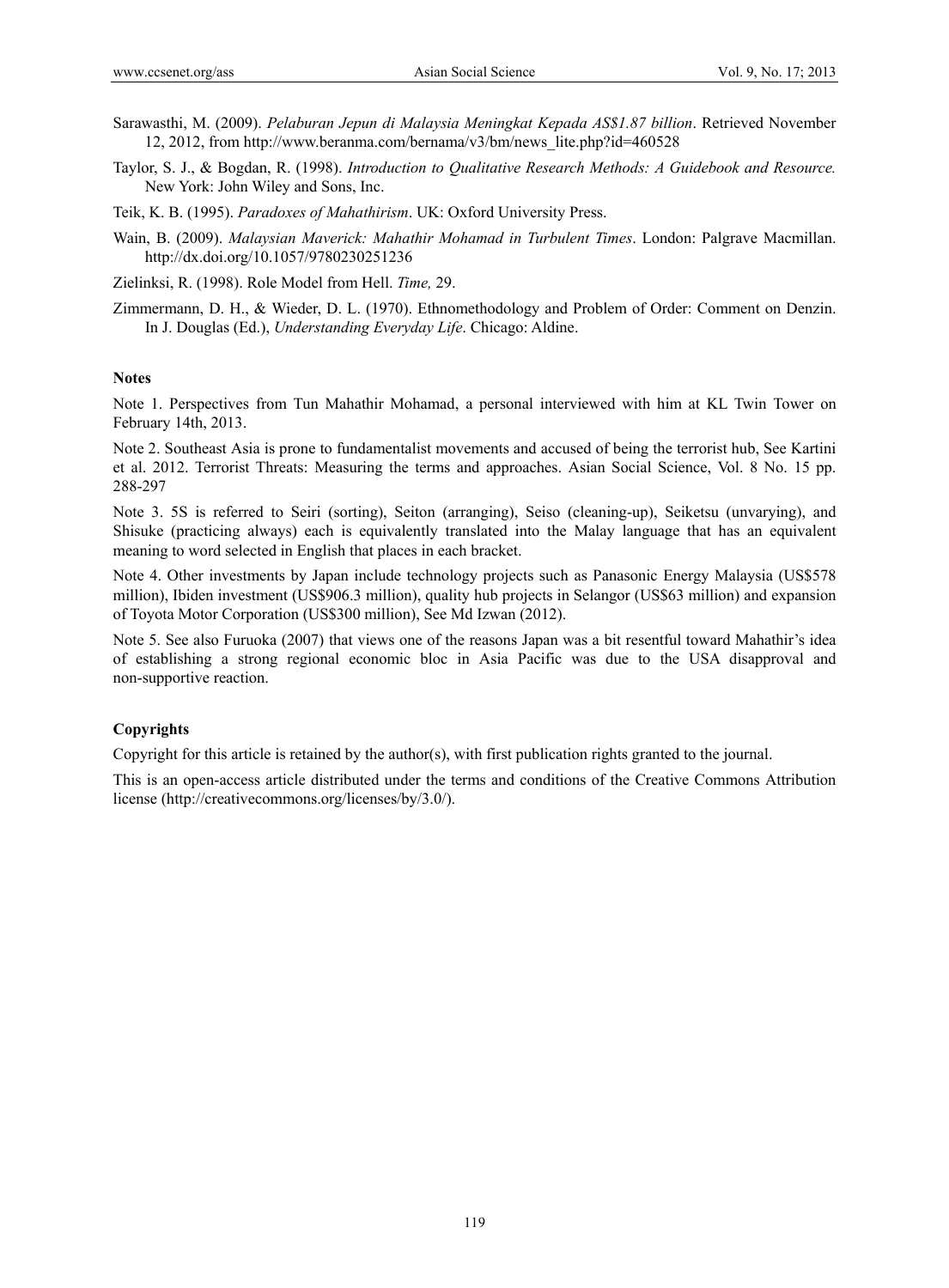Sarawasthi, M. (2009). *Pelaburan Jepun di Malaysia Meningkat Kepada AS$1.87 billion*. Retrieved November 12, 2012, from http://www.beranma.com/bernama/v3/bm/news_lite.php?id=460528

Taylor, S. J., & Bogdan, R. (1998). *Introduction to Qualitative Research Methods: A Guidebook and Resource.* New York: John Wiley and Sons, Inc.

Teik, K. B. (1995). *Paradoxes of Mahathirism*. UK: Oxford University Press.

Wain, B. (2009). *Malaysian Maverick: Mahathir Mohamad in Turbulent Times*. London: Palgrave Macmillan. http://dx.doi.org/10.1057/9780230251236

Zielinksi, R. (1998). Role Model from Hell. *Time,* 29.

Zimmermann, D. H., & Wieder, D. L. (1970). Ethnomethodology and Problem of Order: Comment on Denzin. In J. Douglas (Ed.), *Understanding Everyday Life*. Chicago: Aldine.

**Notes**

Note 1. Perspectives from Tun Mahathir Mohamad, a personal interviewed with him at KL Twin Tower on February 14th, 2013.

Note 2. Southeast Asia is prone to fundamentalist movements and accused of being the terrorist hub, See Kartini et al. 2012. Terrorist Threats: Measuring the terms and approaches. Asian Social Science, Vol. 8 No. 15 pp. 288-297

Note 3. 5S is referred to Seiri (sorting), Seiton (arranging), Seiso (cleaning-up), Seiketsu (unvarying), and Shisuke (practicing always) each is equivalently translated into the Malay language that has an equivalent meaning to word selected in English that places in each bracket.

Note 4. Other investments by Japan include technology projects such as Panasonic Energy Malaysia (US$578 million), Ibiden investment (US$906.3 million), quality hub projects in Selangor (US$63 million) and expansion of Toyota Motor Corporation (US$300 million), See Md Izwan (2012).

Note 5. See also Furuoka (2007) that views one of the reasons Japan was a bit resentful toward Mahathir's idea of establishing a strong regional economic bloc in Asia Pacific was due to the USA disapproval and non-supportive reaction.

**Copyrights**

Copyright for this article is retained by the author(s), with first publication rights granted to the journal.

This is an open-access article distributed under the terms and conditions of the Creative Commons Attribution license (http://creativecommons.org/licenses/by/3.0/).